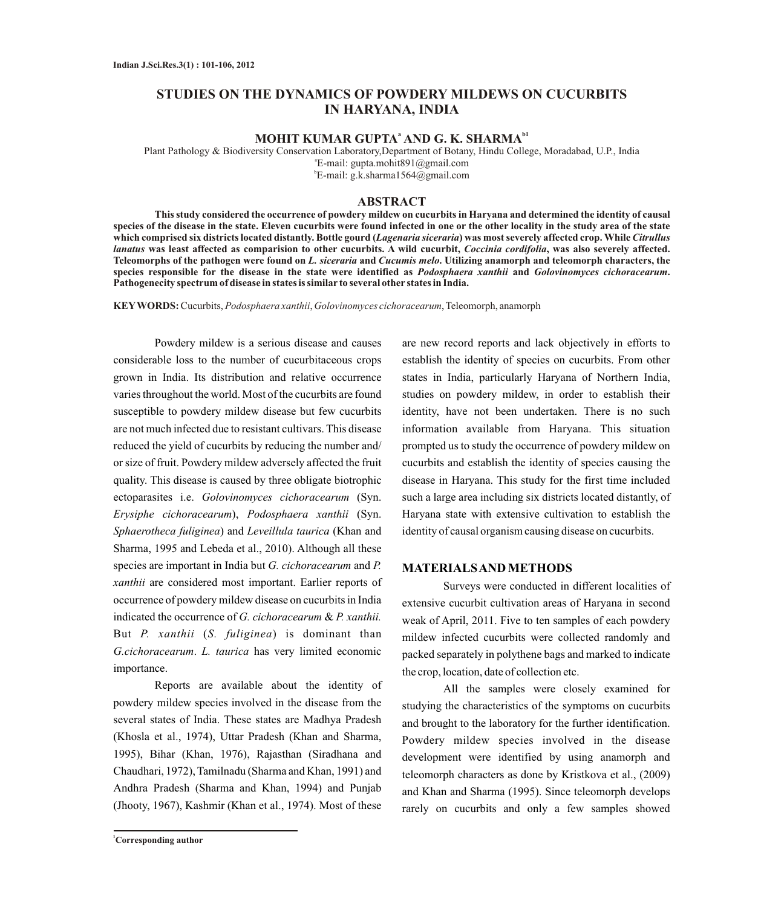# STUDIES ON THE DYNAMICS OF POWDERY MILDEWS ON CUCURBITS IN HARYANA, INDIA

**MOHIT KUMAR GUPTA[a] AND G. K. SHARMA[b1]**

Plant Pathology & Biodiversity Conservation Laboratory, Department of Botany, Hindu College, Moradabad, U.P., India

[a]E-mail: gupta.mohit891@gmail.com

[b]E-mail: g.k.sharma1564@gmail.com

## ABSTRACT

**This study considered the occurrence of powdery mildew on cucurbits in Haryana and determined the identity of causal species of the disease in the state. Eleven cucurbits were found infected in one or the other locality in the study area of the state which comprised six districts located distantly. Bottle gourd (*Lagenaria siceraria*) was most severely affected crop. While *Citrullus lanatus* was least affected as comparision to other cucurbits. A wild cucurbit, *Coccinia cordifolia*, was also severely affected. Teleomorphs of the pathogen were found on *L. siceraria* and *Cucumis melo*. Utilizing anamorph and teleomorph characters, the species responsible for the disease in the state were identified as *Podosphaera xanthii* and *Golovinomyces cichoracearum*. Pathogenecity spectrum of disease in states is similar to several other states in India.**

**KEYWORDS:** Cucurbits, *Podosphaera xanthii*, *Golovinomyces cichoracearum*, Teleomorph, anamorph

Powdery mildew is a serious disease and causes considerable loss to the number of cucurbitaceous crops grown in India. Its distribution and relative occurrence varies throughout the world. Most of the cucurbits are found susceptible to powdery mildew disease but few cucurbits are not much infected due to resistant cultivars. This disease reduced the yield of cucurbits by reducing the number and/ or size of fruit. Powdery mildew adversely affected the fruit quality. This disease is caused by three obligate biotrophic ectoparasites i.e. *Golovinomyces cichoracearum* (Syn. *Erysiphe cichoracearum*), *Podosphaera xanthii* (Syn. *Sphaerotheca fuliginea*) and *Leveillula taurica* (Khan and Sharma, 1995 and Lebeda et al., 2010). Although all these species are important in India but *G. cichoracearum* and *P. xanthii* are considered most important. Earlier reports of occurrence of powdery mildew disease on cucurbits in India indicated the occurrence of *G. cichoracearum* & *P. xanthii.* But *P. xanthii* (*S. fuliginea*) is dominant than *G.cichoracearum*. *L. taurica* has very limited economic importance.

Reports are available about the identity of powdery mildew species involved in the disease from the several states of India. These states are Madhya Pradesh (Khosla et al., 1974), Uttar Pradesh (Khan and Sharma, 1995), Bihar (Khan, 1976), Rajasthan (Siradhana and Chaudhari, 1972), Tamilnadu (Sharma and Khan, 1991) and Andhra Pradesh (Sharma and Khan, 1994) and Punjab (Jhooty, 1967), Kashmir (Khan et al., 1974). Most of these are new record reports and lack objectively in efforts to establish the identity of species on cucurbits. From other states in India, particularly Haryana of Northern India, studies on powdery mildew, in order to establish their identity, have not been undertaken. There is no such information available from Haryana. This situation prompted us to study the occurrence of powdery mildew on cucurbits and establish the identity of species causing the disease in Haryana. This study for the first time included such a large area including six districts located distantly, of Haryana state with extensive cultivation to establish the identity of causal organism causing disease on cucurbits.

## MATERIALS AND METHODS

Surveys were conducted in different localities of extensive cucurbit cultivation areas of Haryana in second weak of April, 2011. Five to ten samples of each powdery mildew infected cucurbits were collected randomly and packed separately in polythene bags and marked to indicate the crop, location, date of collection etc.

All the samples were closely examined for studying the characteristics of the symptoms on cucurbits and brought to the laboratory for the further identification. Powdery mildew species involved in the disease development were identified by using anamorph and teleomorph characters as done by Kristkova et al., (2009) and Khan and Sharma (1995). Since teleomorph develops rarely on cucurbits and only a few samples showed

[1]Corresponding author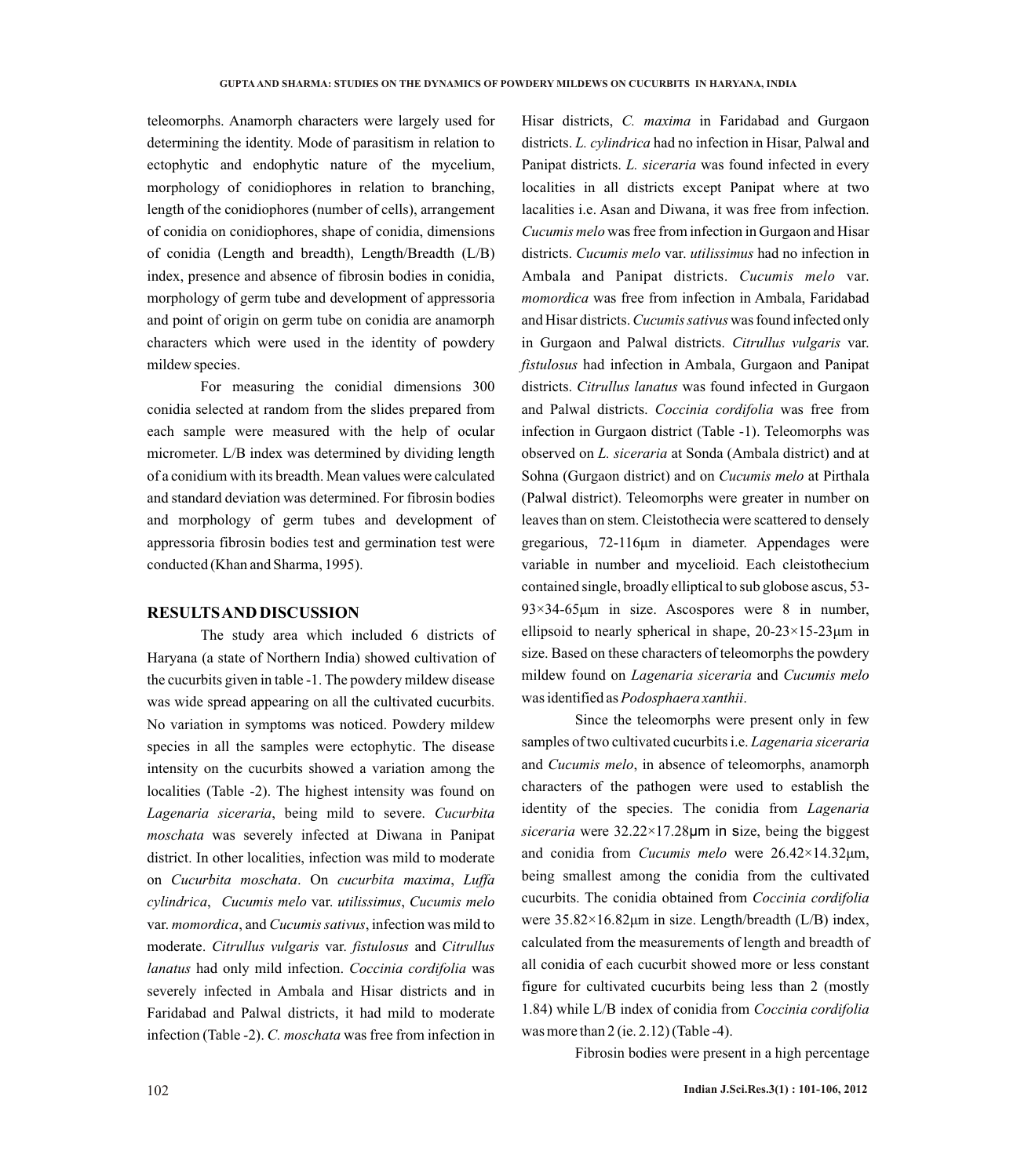teleomorphs. Anamorph characters were largely used for determining the identity. Mode of parasitism in relation to ectophytic and endophytic nature of the mycelium, morphology of conidiophores in relation to branching, length of the conidiophores (number of cells), arrangement of conidia on conidiophores, shape of conidia, dimensions of conidia (Length and breadth), Length/Breadth (L/B) index, presence and absence of fibrosin bodies in conidia, morphology of germ tube and development of appressoria and point of origin on germ tube on conidia are anamorph characters which were used in the identity of powdery mildew species.

For measuring the conidial dimensions 300 conidia selected at random from the slides prepared from each sample were measured with the help of ocular micrometer. L/B index was determined by dividing length of a conidium with its breadth. Mean values were calculated and standard deviation was determined. For fibrosin bodies and morphology of germ tubes and development of appressoria fibrosin bodies test and germination test were conducted (Khan and Sharma, 1995).

## RESULTS AND DISCUSSION

The study area which included 6 districts of Haryana (a state of Northern India) showed cultivation of the cucurbits given in table -1. The powdery mildew disease was wide spread appearing on all the cultivated cucurbits. No variation in symptoms was noticed. Powdery mildew species in all the samples were ectophytic. The disease intensity on the cucurbits showed a variation among the localities (Table -2). The highest intensity was found on *Lagenaria siceraria*, being mild to severe. *Cucurbita moschata* was severely infected at Diwana in Panipat district. In other localities, infection was mild to moderate on *Cucurbita moschata*. On *cucurbita maxima*, *Luffa cylindrica*, *Cucumis melo* var. *utilissimus*, *Cucumis melo* var. *momordica*, and *Cucumis sativus*, infection was mild to moderate. *Citrullus vulgaris* var. *fistulosus* and *Citrullus lanatus* had only mild infection. *Coccinia cordifolia* was severely infected in Ambala and Hisar districts and in Faridabad and Palwal districts, it had mild to moderate infection (Table -2). *C. moschata* was free from infection in Hisar districts, *C. maxima* in Faridabad and Gurgaon districts. *L. cylindrica* had no infection in Hisar, Palwal and Panipat districts. *L. siceraria* was found infected in every localities in all districts except Panipat where at two lacalities i.e. Asan and Diwana, it was free from infection. *Cucumis melo* was free from infection in Gurgaon and Hisar districts. *Cucumis melo* var. *utilissimus* had no infection in Ambala and Panipat districts. *Cucumis melo* var. *momordica* was free from infection in Ambala, Faridabad and Hisar districts. *Cucumis sativus* was found infected only in Gurgaon and Palwal districts. *Citrullus vulgaris* var. *fistulosus* had infection in Ambala, Gurgaon and Panipat districts. *Citrullus lanatus* was found infected in Gurgaon and Palwal districts. *Coccinia cordifolia* was free from infection in Gurgaon district (Table -1). Teleomorphs was observed on *L. siceraria* at Sonda (Ambala district) and at Sohna (Gurgaon district) and on *Cucumis melo* at Pirthala (Palwal district). Teleomorphs were greater in number on leaves than on stem. Cleistothecia were scattered to densely gregarious, 72-116µm in diameter. Appendages were variable in number and mycelioid. Each cleistothecium contained single, broadly elliptical to sub globose ascus, 53-93×34-65µm in size. Ascospores were 8 in number, ellipsoid to nearly spherical in shape, 20-23×15-23µm in size. Based on these characters of teleomorphs the powdery mildew found on *Lagenaria siceraria* and *Cucumis melo* was identified as *Podosphaera xanthii*.

Since the teleomorphs were present only in few samples of two cultivated cucurbits i.e. *Lagenaria siceraria* and *Cucumis melo*, in absence of teleomorphs, anamorph characters of the pathogen were used to establish the identity of the species. The conidia from *Lagenaria siceraria* were 32.22×17.28µm in size, being the biggest and conidia from *Cucumis melo* were 26.42×14.32µm, being smallest among the conidia from the cultivated cucurbits. The conidia obtained from *Coccinia cordifolia* were 35.82×16.82µm in size. Length/breadth (L/B) index, calculated from the measurements of length and breadth of all conidia of each cucurbit showed more or less constant figure for cultivated cucurbits being less than 2 (mostly 1.84) while L/B index of conidia from *Coccinia cordifolia* was more than 2 (ie. 2.12) (Table -4).

Fibrosin bodies were present in a high percentage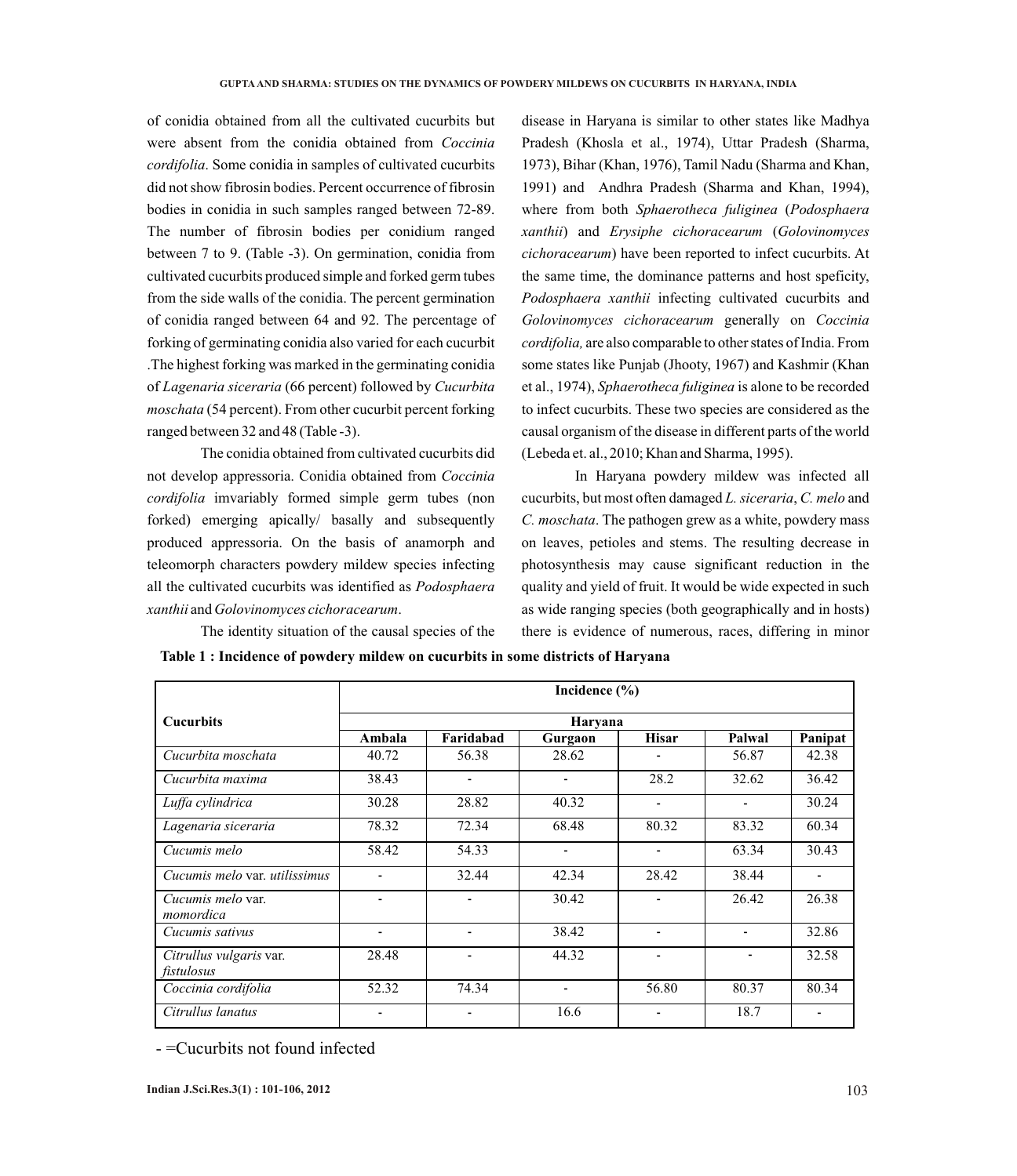of conidia obtained from all the cultivated cucurbits but were absent from the conidia obtained from *Coccinia cordifolia*. Some conidia in samples of cultivated cucurbits did not show fibrosin bodies. Percent occurrence of fibrosin bodies in conidia in such samples ranged between 72-89. The number of fibrosin bodies per conidium ranged between 7 to 9. (Table -3). On germination, conidia from cultivated cucurbits produced simple and forked germ tubes from the side walls of the conidia. The percent germination of conidia ranged between 64 and 92. The percentage of forking of germinating conidia also varied for each cucurbit .The highest forking was marked in the germinating conidia of *Lagenaria siceraria* (66 percent) followed by *Cucurbita moschata* (54 percent). From other cucurbit percent forking ranged between 32 and 48 (Table -3).

The conidia obtained from cultivated cucurbits did not develop appressoria. Conidia obtained from *Coccinia cordifolia* imvariably formed simple germ tubes (non forked) emerging apically/ basally and subsequently produced appressoria. On the basis of anamorph and teleomorph characters powdery mildew species infecting all the cultivated cucurbits was identified as *Podosphaera xanthii* and *Golovinomyces cichoracearum*.

The identity situation of the causal species of the disease in Haryana is similar to other states like Madhya Pradesh (Khosla et al., 1974), Uttar Pradesh (Sharma, 1973), Bihar (Khan, 1976), Tamil Nadu (Sharma and Khan, 1991) and Andhra Pradesh (Sharma and Khan, 1994), where from both *Sphaerotheca fuliginea* (*Podosphaera xanthii*) and *Erysiphe cichoracearum* (*Golovinomyces cichoracearum*) have been reported to infect cucurbits. At the same time, the dominance patterns and host speficity, *Podosphaera xanthii* infecting cultivated cucurbits and *Golovinomyces cichoracearum* generally on *Coccinia cordifolia,* are also comparable to other states of India. From some states like Punjab (Jhooty, 1967) and Kashmir (Khan et al., 1974), *Sphaerotheca fuliginea* is alone to be recorded to infect cucurbits. These two species are considered as the causal organism of the disease in different parts of the world (Lebeda et. al., 2010; Khan and Sharma, 1995).

In Haryana powdery mildew was infected all cucurbits, but most often damaged *L. siceraria*, *C. melo* and *C. moschata*. The pathogen grew as a white, powdery mass on leaves, petioles and stems. The resulting decrease in photosynthesis may cause significant reduction in the quality and yield of fruit. It would be wide expected in such as wide ranging species (both geographically and in hosts) there is evidence of numerous, races, differing in minor

**Table 1 : Incidence of powdery mildew on cucurbits in some districts of Haryana**

| Cucurbits | Incidence (%) | | | | | |
|---|---|---|---|---|---|---|
| | Haryana | | | | | |
| | Ambala | Faridabad | Gurgaon | Hisar | Palwal | Panipat |
| *Cucurbita moschata* | 40.72 | 56.38 | 28.62 | - | 56.87 | 42.38 |
| *Cucurbita maxima* | 38.43 | - | - | 28.2 | 32.62 | 36.42 |
| *Luffa cylindrica* | 30.28 | 28.82 | 40.32 | - | - | 30.24 |
| *Lagenaria siceraria* | 78.32 | 72.34 | 68.48 | 80.32 | 83.32 | 60.34 |
| *Cucumis melo* | 58.42 | 54.33 | - | - | 63.34 | 30.43 |
| *Cucumis melo* var. *utilissimus* | - | 32.44 | 42.34 | 28.42 | 38.44 | - |
| *Cucumis melo* var. *momordica* | - | - | 30.42 | - | 26.42 | 26.38 |
| *Cucumis sativus* | - | - | 38.42 | - | - | 32.86 |
| *Citrullus vulgaris* var. *fistulosus* | 28.48 | - | 44.32 | - | - | 32.58 |
| *Coccinia cordifolia* | 52.32 | 74.34 | - | 56.80 | 80.37 | 80.34 |
| *Citrullus lanatus* | - | - | 16.6 | - | 18.7 | - |

- =Cucurbits not found infected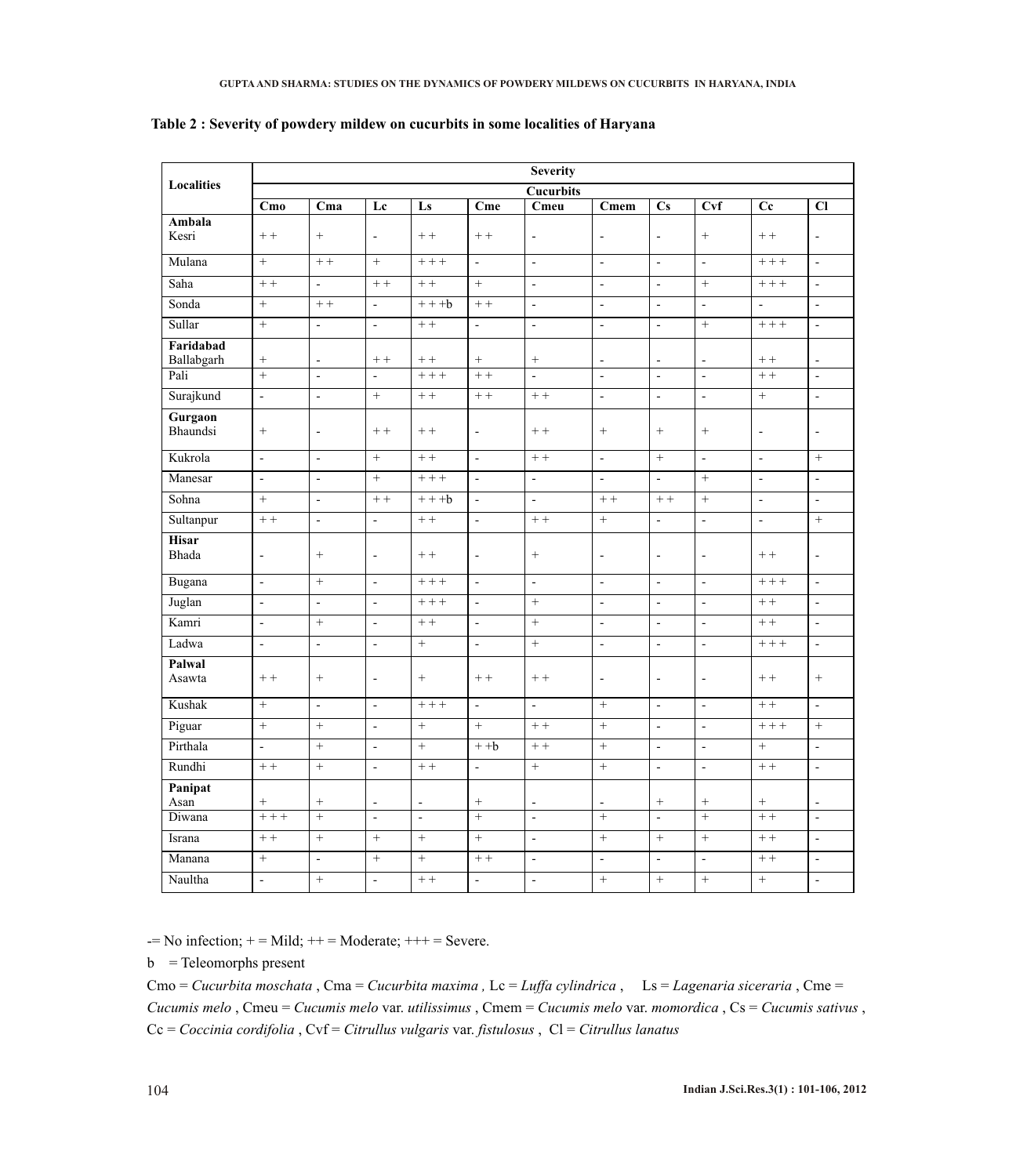**Table 2 : Severity of powdery mildew on cucurbits in some localities of Haryana**

| Localities | Severity | | | | | | | | | | |
|---|---|---|---|---|---|---|---|---|---|---|---|
| | Cucurbits | | | | | | | | | | |
| | **Cmo** | **Cma** | **Lc** | **Ls** | **Cme** | **Cmeu** | **Cmem** | **Cs** | **Cvf** | **Cc** | **Cl** |
| **Ambala** Kesri | + + | + | - | + + | + + | - | - | - | + | + + | - |
| Mulana | + | + + | + | + + + | - | - | - | - | - | + + + | - |
| Saha | + + | - | + + | + + | + | - | - | - | + | + + + | - |
| Sonda | + | + + | - | + + +b | + + | - | - | - | - | - | - |
| Sullar | + | - | - | + + | - | - | - | - | + | + + + | - |
| **Faridabad** Ballabgarh | + | - | + + | + + | + | + | - | - | - | + + | - |
| Pali | + | - | - | + + + | + + | - | - | - | - | + + | - |
| Surajkund | - | - | + | + + | + + | + + | - | - | - | + | - |
| **Gurgaon** Bhaundsi | + | - | + + | + + | - | + + | + | + | + | - | - |
| Kukrola | - | - | + | + + | - | + + | - | + | - | - | + |
| Manesar | - | - | + | + + + | - | - | - | - | + | - | - |
| Sohna | + | - | + + | + + +b | - | - | + + | + + | + | - | - |
| Sultanpur | + + | - | - | + + | - | + + | + | - | - | - | + |
| **Hisar** Bhada | - | + | - | + + | - | + | - | - | - | + + | - |
| Bugana | - | + | - | + + + | - | - | - | - | - | + + + | - |
| Juglan | - | - | - | + + + | - | + | - | - | - | + + | - |
| Kamri | - | + | - | + + | - | + | - | - | - | + + | - |
| Ladwa | - | - | - | + | - | + | - | - | - | + + + | - |
| **Palwal** Asawta | + + | + | - | + | + + | + + | - | - | - | + + | + |
| Kushak | + | - | - | + + + | - | - | + | - | - | + + | - |
| Piguar | + | + | - | + | + | + + | + | - | - | + + + | + |
| Pirthala | - | + | - | + | + +b | + + | + | - | - | + | - |
| Rundhi | + + | + | - | + + | - | + | + | - | - | + + | - |
| **Panipat** Asan | + | + | - | - | + | - | - | + | + | + | - |
| Diwana | + + + | + | - | - | + | - | + | - | + | + + | - |
| Israna | + + | + | + | + | + | - | + | + | + | + + | - |
| Manana | + | - | + | + | + + | - | - | - | - | + + | - |
| Naultha | - | + | - | + + | - | - | + | + | + | + | - |

-= No infection; + = Mild; ++ = Moderate; +++ = Severe.

b = Teleomorphs present

Cmo = *Cucurbita moschata* , Cma = *Cucurbita maxima ,* Lc = *Luffa cylindrica* , Ls = *Lagenaria siceraria* , Cme = *Cucumis melo* , Cmeu = *Cucumis melo* var. *utilissimus* , Cmem = *Cucumis melo* var. *momordica* , Cs = *Cucumis sativus* , Cc = *Coccinia cordifolia* , Cvf = *Citrullus vulgaris* var. *fistulosus* , Cl = *Citrullus lanatus*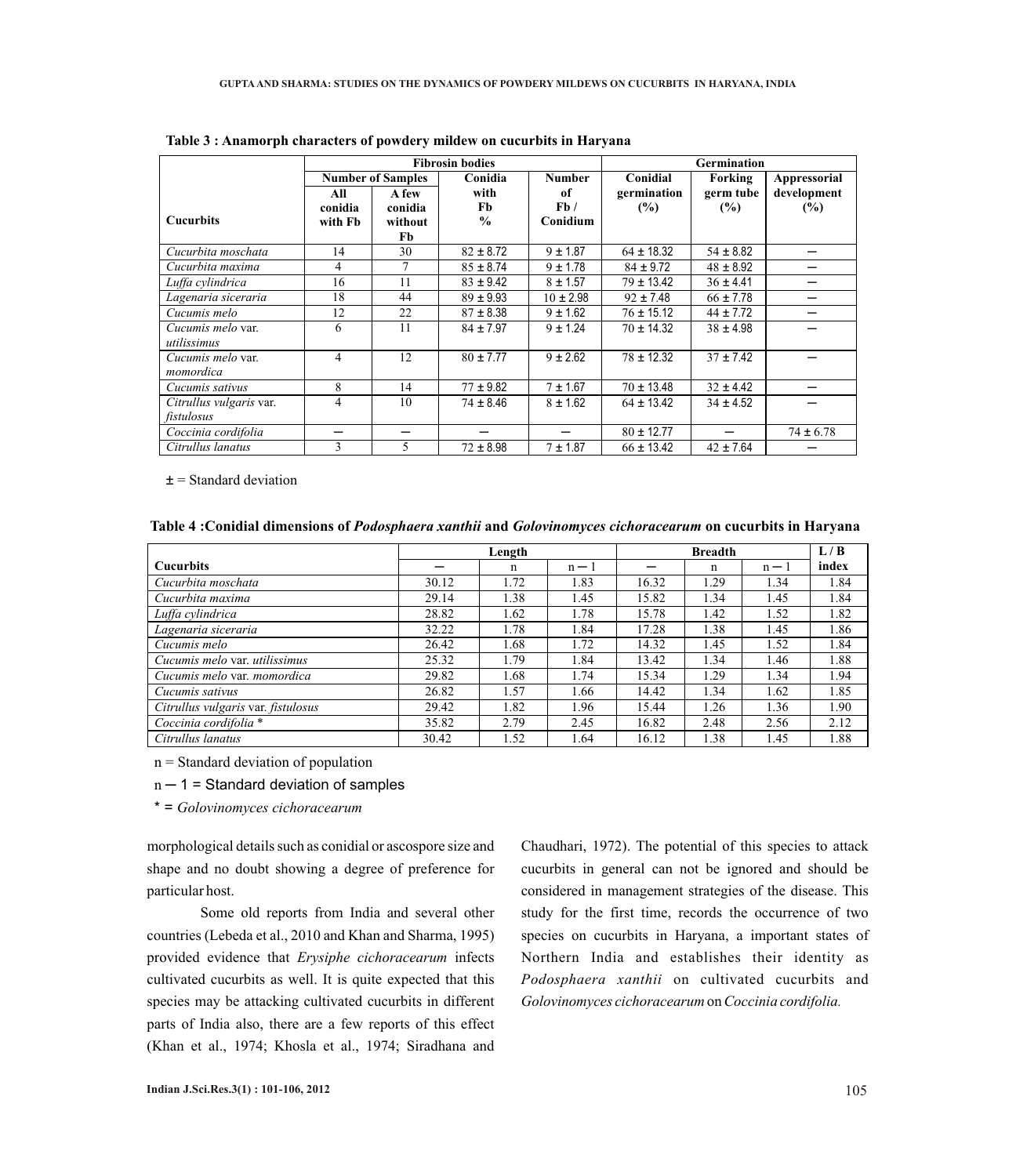**Table 3 : Anamorph characters of powdery mildew on cucurbits in Haryana**

| Cucurbits | Fibrosin bodies | | | | Germination | | |
|---|---|---|---|---|---|---|---|
| | Number of Samples | | Conidia with Fb % | Number of Fb / Conidium | Conidial germination (%) | Forking germ tube (%) | Appressorial development (%) |
| | All conidia with Fb | A few conidia without Fb | | | | | |
| *Cucurbita moschata* | 14 | 30 | 82 ± 8.72 | 9 ± 1.87 | 64 ± 18.32 | 54 ± 8.82 | — |
| *Cucurbita maxima* | 4 | 7 | 85 ± 8.74 | 9 ± 1.78 | 84 ± 9.72 | 48 ± 8.92 | — |
| *Luffa cylindrica* | 16 | 11 | 83 ± 9.42 | 8 ± 1.57 | 79 ± 13.42 | 36 ± 4.41 | — |
| *Lagenaria siceraria* | 18 | 44 | 89 ± 9.93 | 10 ± 2.98 | 92 ± 7.48 | 66 ± 7.78 | — |
| *Cucumis melo* | 12 | 22 | 87 ± 8.38 | 9 ± 1.62 | 76 ± 15.12 | 44 ± 7.72 | — |
| *Cucumis melo* var. *utilissimus* | 6 | 11 | 84 ± 7.97 | 9 ± 1.24 | 70 ± 14.32 | 38 ± 4.98 | — |
| *Cucumis melo* var. *momordica* | 4 | 12 | 80 ± 7.77 | 9 ± 2.62 | 78 ± 12.32 | 37 ± 7.42 | — |
| *Cucumis sativus* | 8 | 14 | 77 ± 9.82 | 7 ± 1.67 | 70 ± 13.48 | 32 ± 4.42 | — |
| *Citrullus vulgaris* var. *fistulosus* | 4 | 10 | 74 ± 8.46 | 8 ± 1.62 | 64 ± 13.42 | 34 ± 4.52 | — |
| *Coccinia cordifolia* | — | — | — | — | 80 ± 12.77 | — | 74 ± 6.78 |
| *Citrullus lanatus* | 3 | 5 | 72 ± 8.98 | 7 ± 1.87 | 66 ± 13.42 | 42 ± 7.64 | — |

± = Standard deviation

**Table 4 :Conidial dimensions of *Podosphaera xanthii* and *Golovinomyces cichoracearum* on cucurbits in Haryana**

| Cucurbits | Length | | | Breadth | | | L / B index |
|---|---|---|---|---|---|---|---|
| | — | n | n — 1 | — | n | n — 1 | |
| *Cucurbita moschata* | 30.12 | 1.72 | 1.83 | 16.32 | 1.29 | 1.34 | 1.84 |
| *Cucurbita maxima* | 29.14 | 1.38 | 1.45 | 15.82 | 1.34 | 1.45 | 1.84 |
| *Luffa cylindrica* | 28.82 | 1.62 | 1.78 | 15.78 | 1.42 | 1.52 | 1.82 |
| *Lagenaria siceraria* | 32.22 | 1.78 | 1.84 | 17.28 | 1.38 | 1.45 | 1.86 |
| *Cucumis melo* | 26.42 | 1.68 | 1.72 | 14.32 | 1.45 | 1.52 | 1.84 |
| *Cucumis melo* var. *utilissimus* | 25.32 | 1.79 | 1.84 | 13.42 | 1.34 | 1.46 | 1.88 |
| *Cucumis melo* var. *momordica* | 29.82 | 1.68 | 1.74 | 15.34 | 1.29 | 1.34 | 1.94 |
| *Cucumis sativus* | 26.82 | 1.57 | 1.66 | 14.42 | 1.34 | 1.62 | 1.85 |
| *Citrullus vulgaris* var. *fistulosus* | 29.42 | 1.82 | 1.96 | 15.44 | 1.26 | 1.36 | 1.90 |
| *Coccinia cordifolia* * | 35.82 | 2.79 | 2.45 | 16.82 | 2.48 | 2.56 | 2.12 |
| *Citrullus lanatus* | 30.42 | 1.52 | 1.64 | 16.12 | 1.38 | 1.45 | 1.88 |

n = Standard deviation of population

n — 1 = Standard deviation of samples

\* = *Golovinomyces cichoracearum*

morphological details such as conidial or ascospore size and shape and no doubt showing a degree of preference for particular host.

Some old reports from India and several other countries (Lebeda et al., 2010 and Khan and Sharma, 1995) provided evidence that *Erysiphe cichoracearum* infects cultivated cucurbits as well. It is quite expected that this species may be attacking cultivated cucurbits in different parts of India also, there are a few reports of this effect (Khan et al., 1974; Khosla et al., 1974; Siradhana and Chaudhari, 1972). The potential of this species to attack cucurbits in general can not be ignored and should be considered in management strategies of the disease. This study for the first time, records the occurrence of two species on cucurbits in Haryana, a important states of Northern India and establishes their identity as *Podosphaera xanthii* on cultivated cucurbits and *Golovinomyces cichoracearum* on *Coccinia cordifolia.*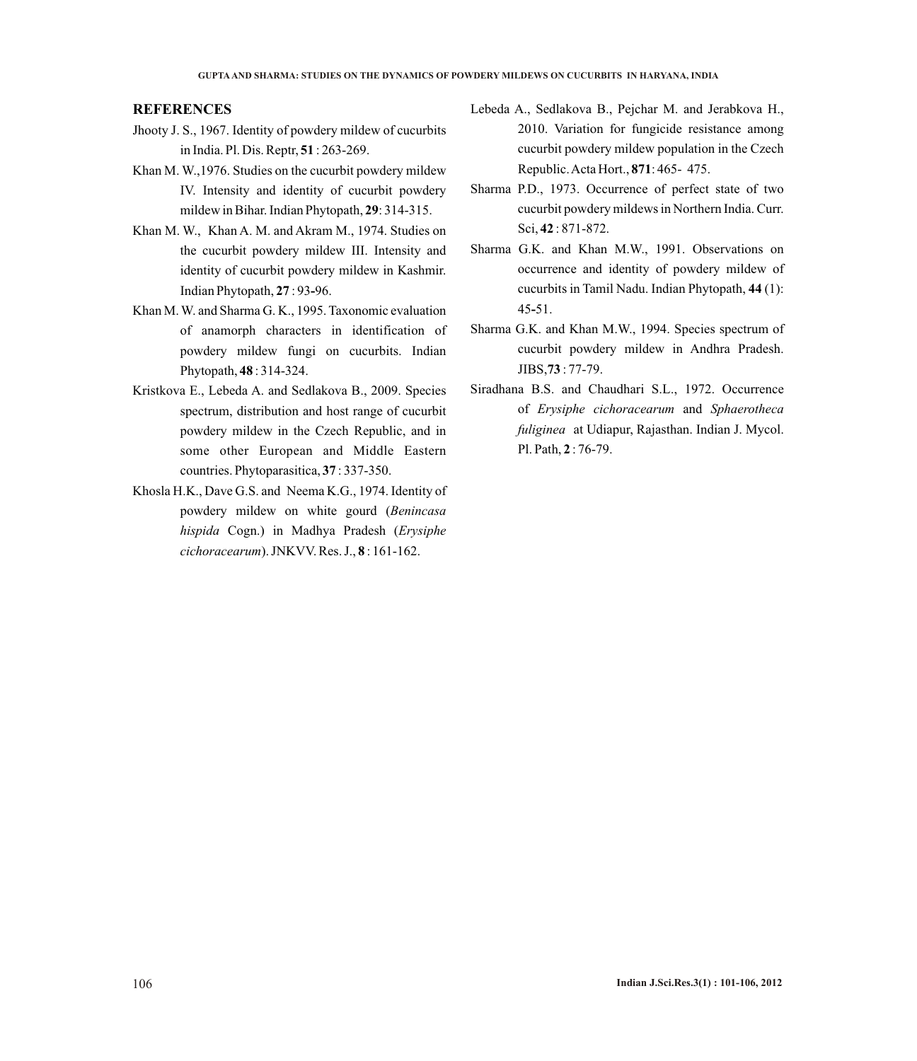## REFERENCES

Jhooty J. S., 1967. Identity of powdery mildew of cucurbits in India. Pl. Dis. Reptr, **51** : 263-269.

Khan M. W.,1976. Studies on the cucurbit powdery mildew IV. Intensity and identity of cucurbit powdery mildew in Bihar. Indian Phytopath, **29**: 314-315.

Khan M. W., Khan A. M. and Akram M., 1974. Studies on the cucurbit powdery mildew III. Intensity and identity of cucurbit powdery mildew in Kashmir. Indian Phytopath, **27** : 93-96.

Khan M. W. and Sharma G. K., 1995. Taxonomic evaluation of anamorph characters in identification of powdery mildew fungi on cucurbits. Indian Phytopath, **48** : 314-324.

Kristkova E., Lebeda A. and Sedlakova B., 2009. Species spectrum, distribution and host range of cucurbit powdery mildew in the Czech Republic, and in some other European and Middle Eastern countries. Phytoparasitica, **37** : 337-350.

Khosla H.K., Dave G.S. and Neema K.G., 1974. Identity of powdery mildew on white gourd (*Benincasa hispida* Cogn.) in Madhya Pradesh (*Erysiphe cichoracearum*). JNKVV. Res. J., **8** : 161-162.

Lebeda A., Sedlakova B., Pejchar M. and Jerabkova H., 2010. Variation for fungicide resistance among cucurbit powdery mildew population in the Czech Republic. Acta Hort., **871**: 465- 475.

Sharma P.D., 1973. Occurrence of perfect state of two cucurbit powdery mildews in Northern India. Curr. Sci, **42** : 871-872.

Sharma G.K. and Khan M.W., 1991. Observations on occurrence and identity of powdery mildew of cucurbits in Tamil Nadu. Indian Phytopath, **44** (1): 45-51.

Sharma G.K. and Khan M.W., 1994. Species spectrum of cucurbit powdery mildew in Andhra Pradesh. JIBS,**73** : 77-79.

Siradhana B.S. and Chaudhari S.L., 1972. Occurrence of *Erysiphe cichoracearum* and *Sphaerotheca fuliginea* at Udiapur, Rajasthan. Indian J. Mycol. Pl. Path, **2** : 76-79.